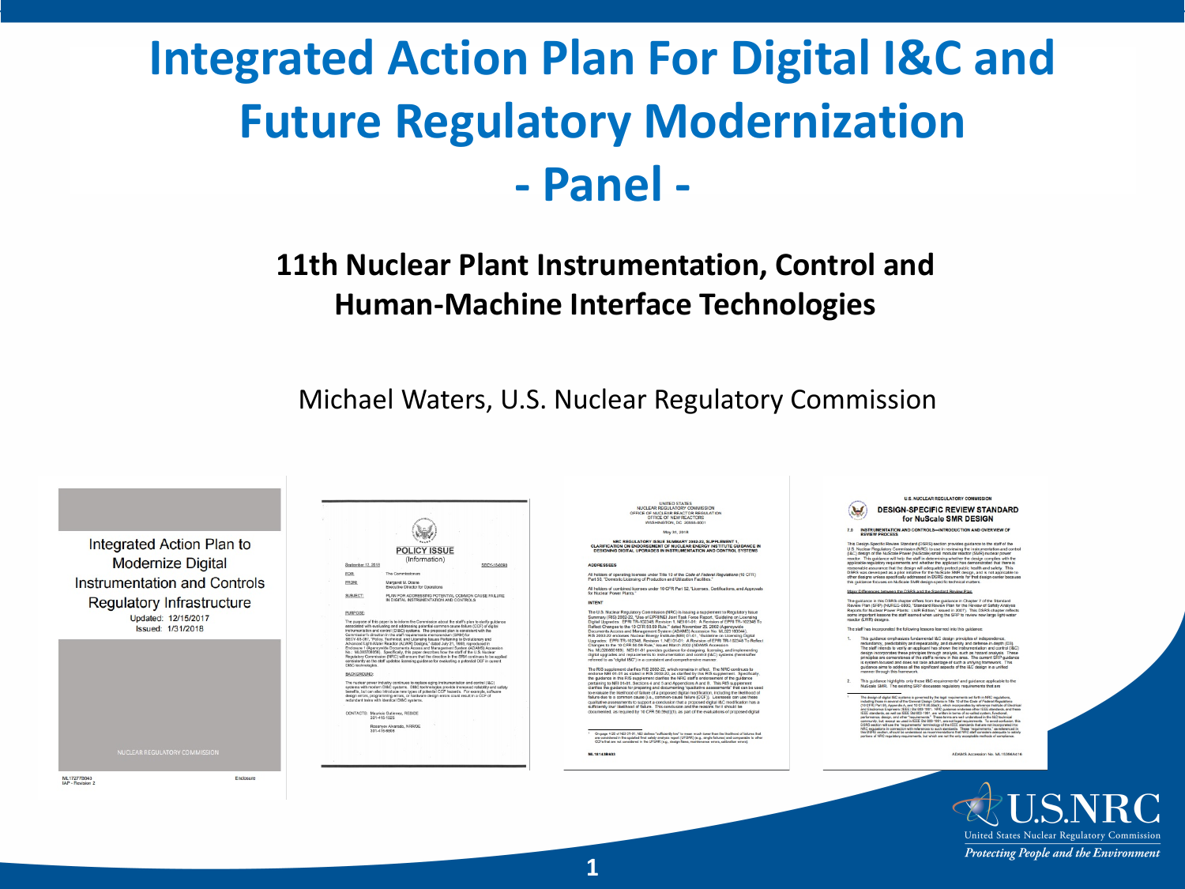# Integrated Action Plan For Digital I&C and Future Regulatory Modernization - Panel -

## 11th Nuclear Plant Instrumentation, Control and Human-Machine Interface Technologies

Michael Waters, U.S. Nuclear Regulatory Commission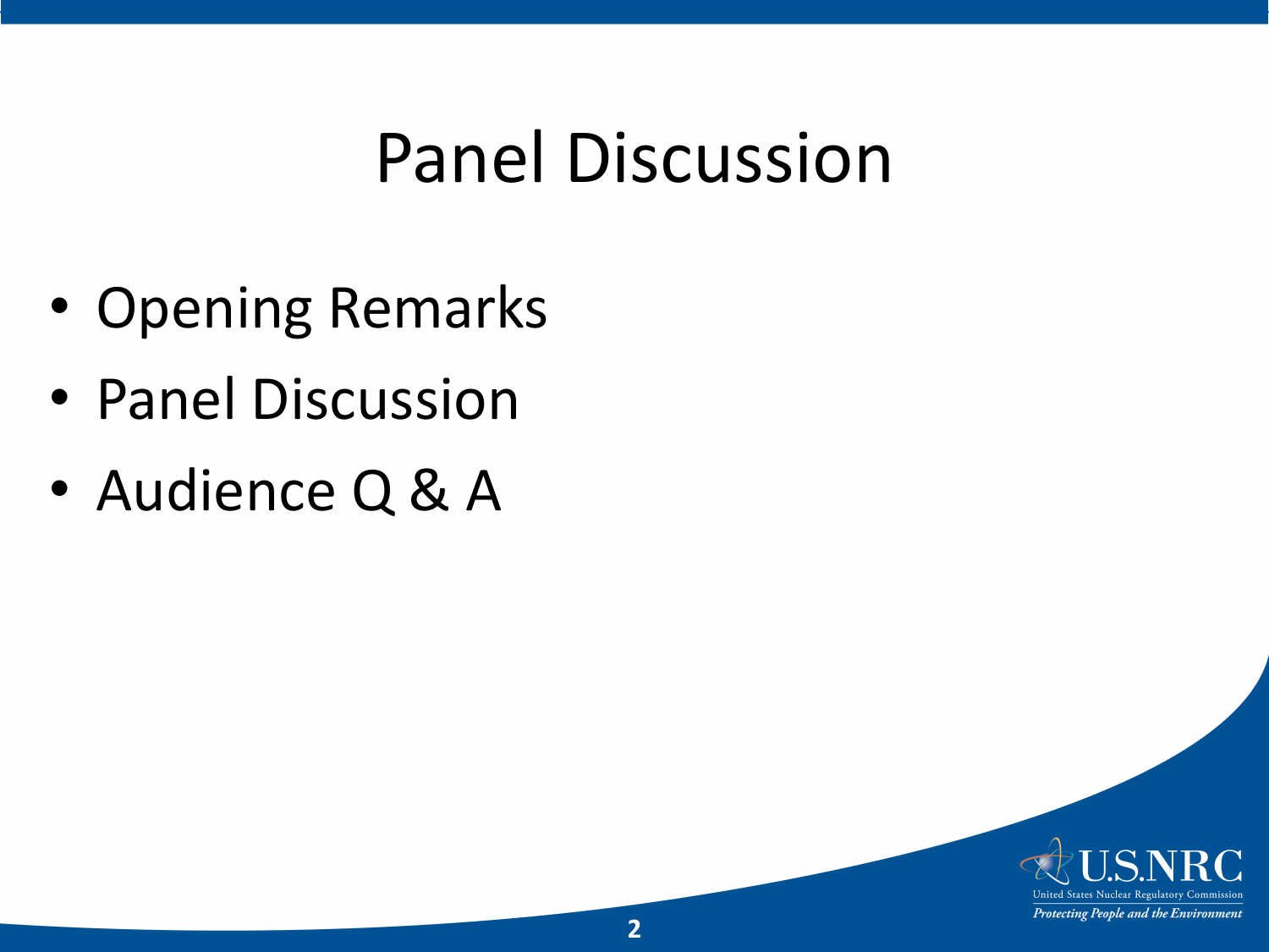# Panel Discussion

- Opening Remarks
- Panel Discussion
- Audience Q & A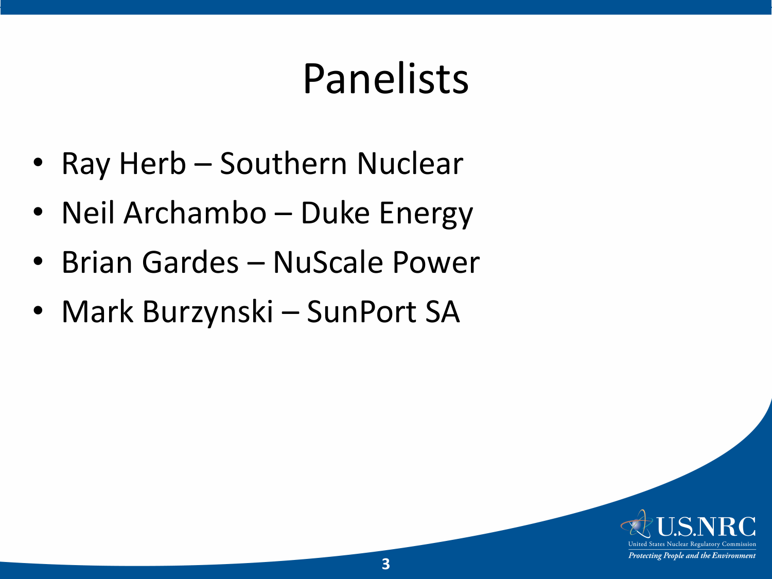# Panelists

- Ray Herb – Southern Nuclear
- Neil Archambo – Duke Energy
- Brian Gardes – NuScale Power
- Mark Burzynski – SunPort SA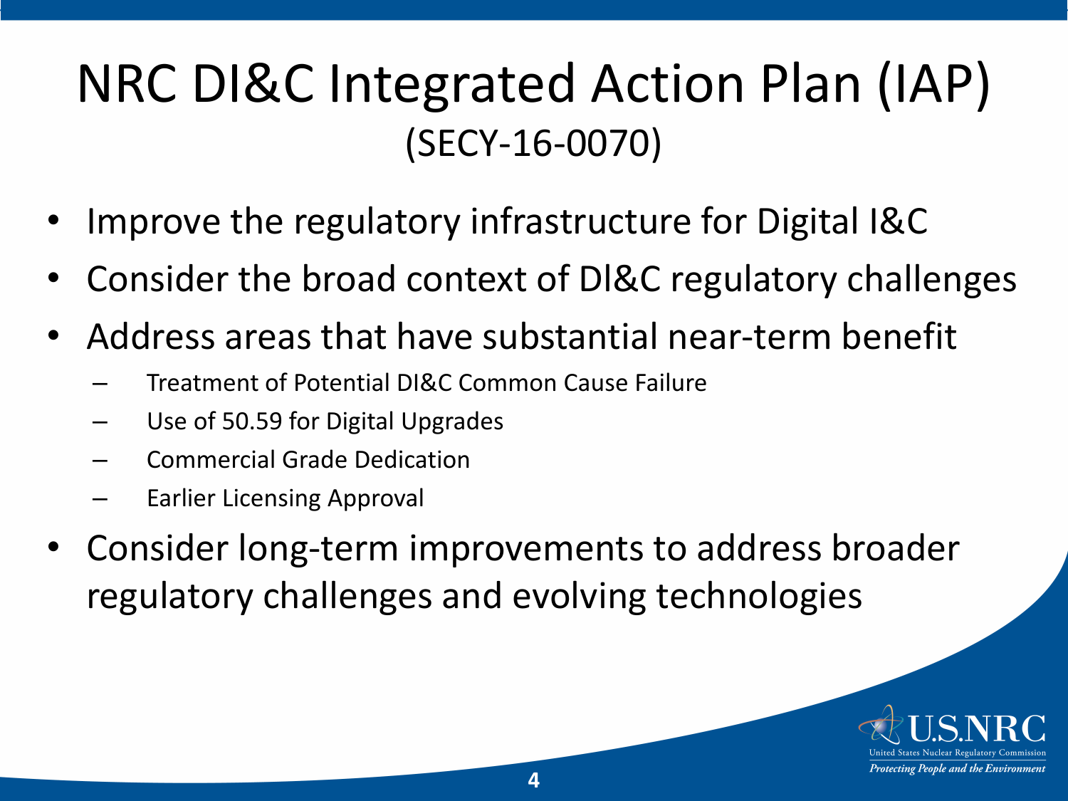# NRC DI&C Integrated Action Plan (IAP)

(SECY-16-0070)

- Improve the regulatory infrastructure for Digital I&C
- Consider the broad context of DI&C regulatory challenges
- Address areas that have substantial near-term benefit
  - Treatment of Potential DI&C Common Cause Failure
  - Use of 50.59 for Digital Upgrades
  - Commercial Grade Dedication
  - Earlier Licensing Approval
- Consider long-term improvements to address broader regulatory challenges and evolving technologies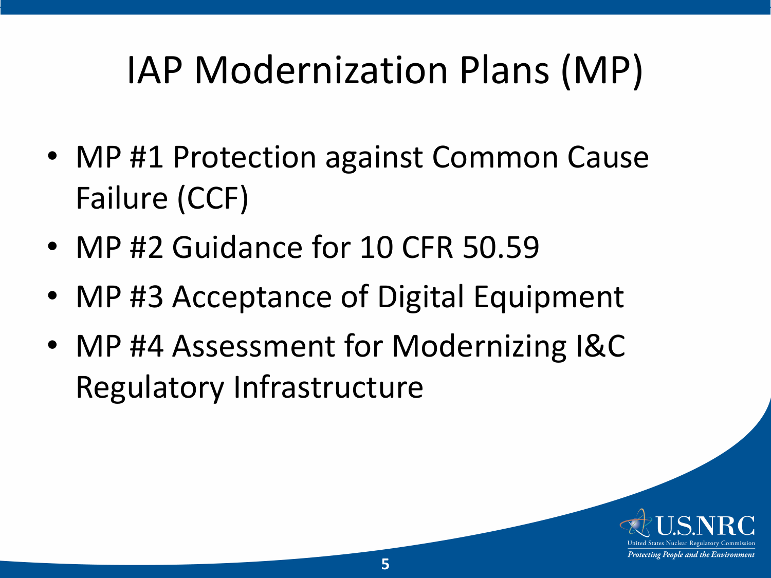# IAP Modernization Plans (MP)

- MP #1 Protection against Common Cause Failure (CCF)
- MP #2 Guidance for 10 CFR 50.59
- MP #3 Acceptance of Digital Equipment
- MP #4 Assessment for Modernizing I&C Regulatory Infrastructure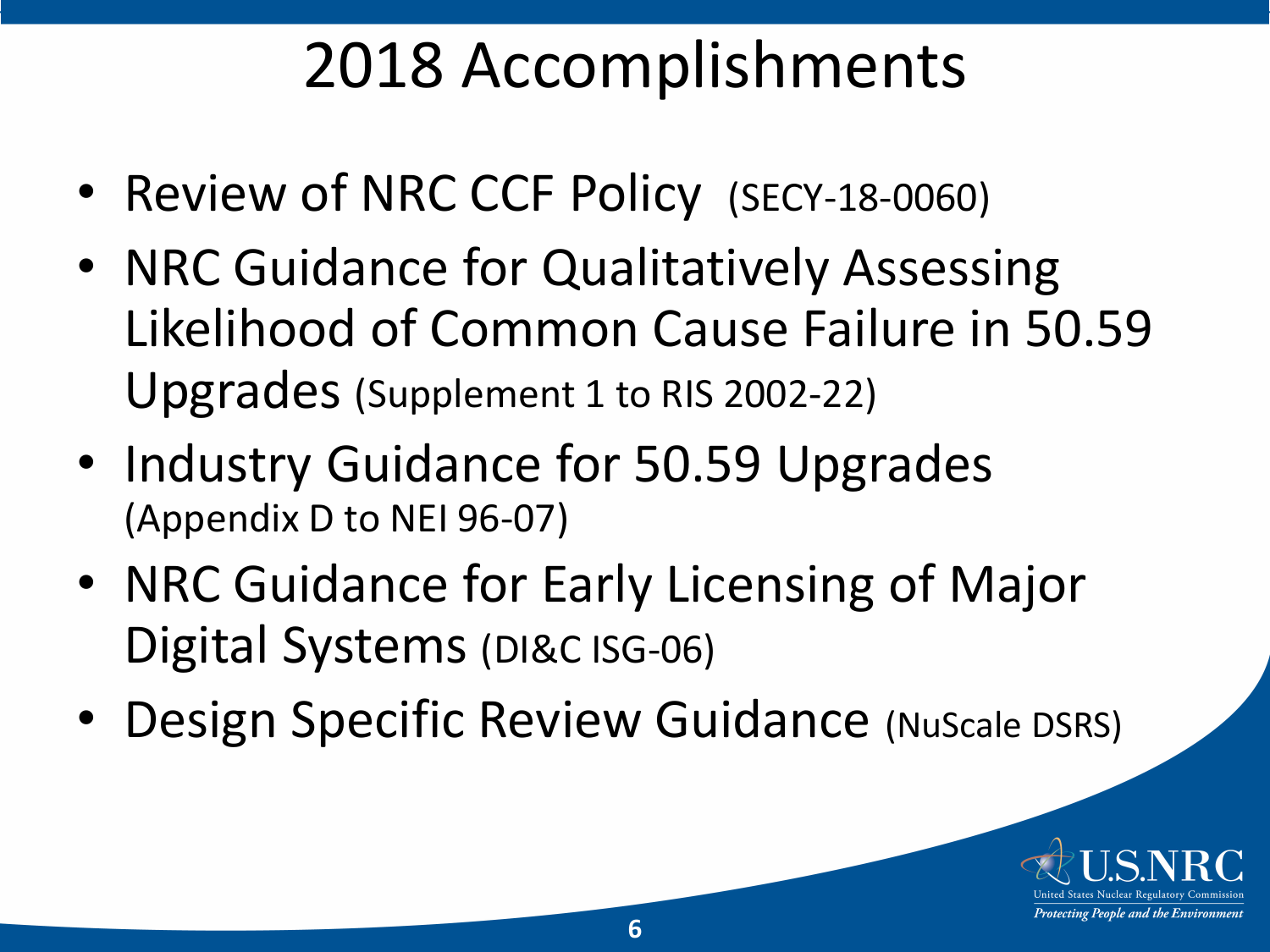# 2018 Accomplishments

- Review of NRC CCF Policy (SECY-18-0060)
- NRC Guidance for Qualitatively Assessing Likelihood of Common Cause Failure in 50.59 Upgrades (Supplement 1 to RIS 2002-22)
- Industry Guidance for 50.59 Upgrades (Appendix D to NEI 96-07)
- NRC Guidance for Early Licensing of Major Digital Systems (DI&C ISG-06)
- Design Specific Review Guidance (NuScale DSRS)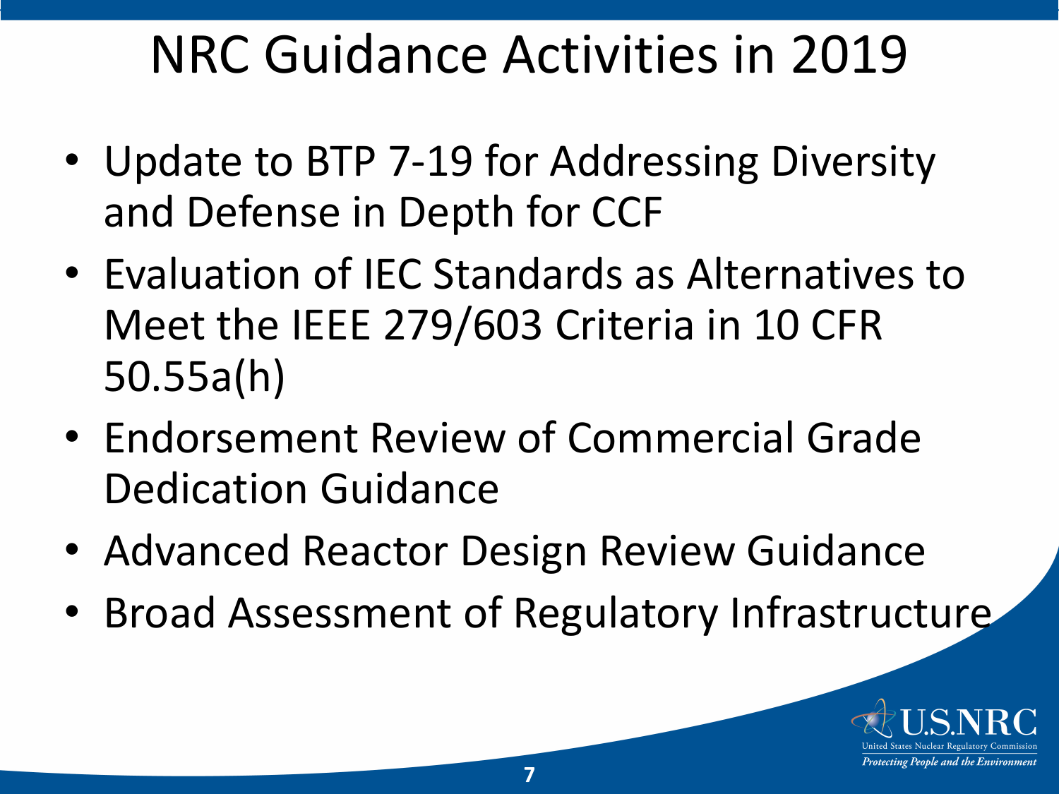# NRC Guidance Activities in 2019

- Update to BTP 7-19 for Addressing Diversity and Defense in Depth for CCF
- Evaluation of IEC Standards as Alternatives to Meet the IEEE 279/603 Criteria in 10 CFR 50.55a(h)
- Endorsement Review of Commercial Grade Dedication Guidance
- Advanced Reactor Design Review Guidance
- Broad Assessment of Regulatory Infrastructure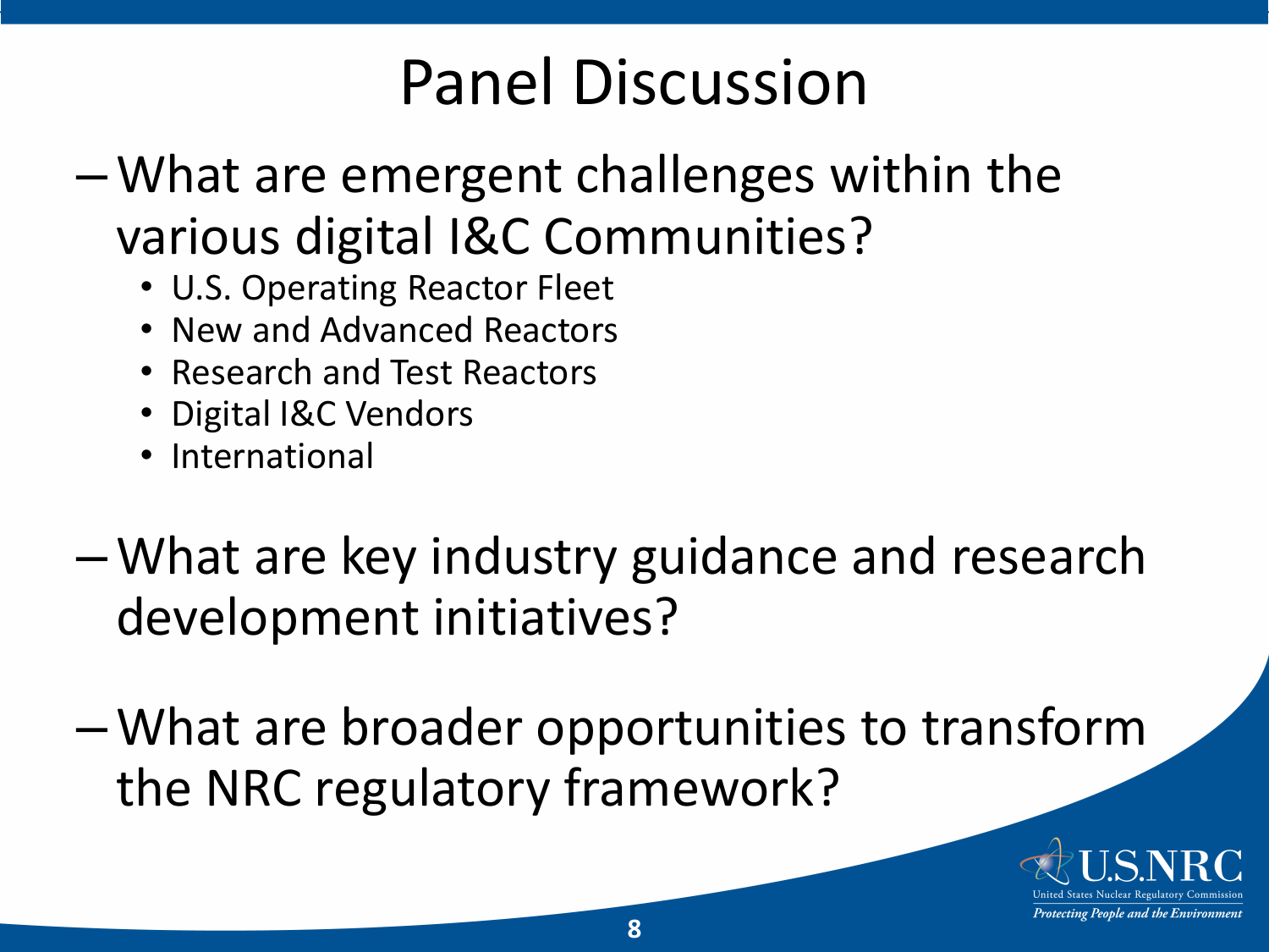# Panel Discussion

- What are emergent challenges within the various digital I&C Communities?
  - U.S. Operating Reactor Fleet
  - New and Advanced Reactors
  - Research and Test Reactors
  - Digital I&C Vendors
  - International

- What are key industry guidance and research development initiatives?

- What are broader opportunities to transform the NRC regulatory framework?